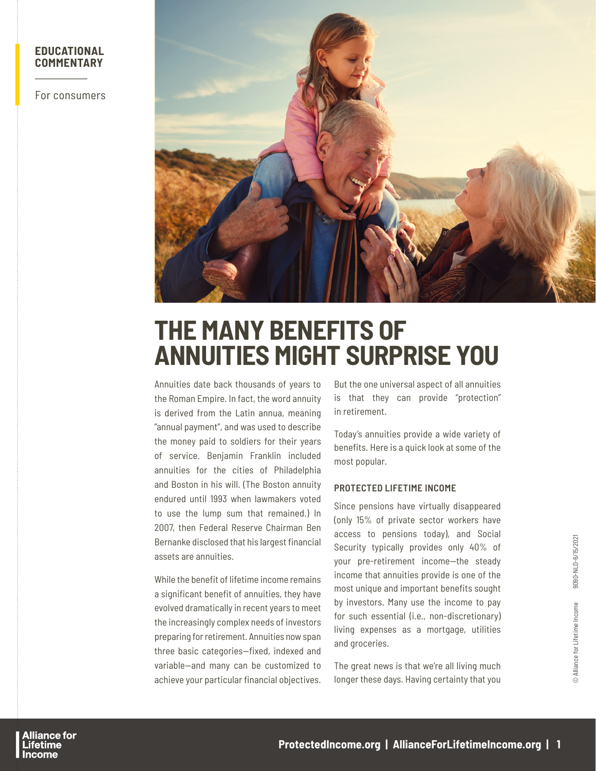**EDUCATIONAL COMMENTARY**

For consumers

# THE MANY BENEFITS OF ANNUITIES MIGHT SURPRISE YOU

Annuities date back thousands of years to the Roman Empire. In fact, the word annuity is derived from the Latin annua, meaning "annual payment", and was used to describe the money paid to soldiers for their years of service. Benjamin Franklin included annuities for the cities of Philadelphia and Boston in his will. (The Boston annuity endured until 1993 when lawmakers voted to use the lump sum that remained.) In 2007, then Federal Reserve Chairman Ben Bernanke disclosed that his largest financial assets are annuities.

While the benefit of lifetime income remains a significant benefit of annuities, they have evolved dramatically in recent years to meet the increasingly complex needs of investors preparing for retirement. Annuities now span three basic categories—fixed, indexed and variable—and many can be customized to achieve your particular financial objectives. But the one universal aspect of all annuities is that they can provide "protection" in retirement.

Today's annuities provide a wide variety of benefits. Here is a quick look at some of the most popular.

### PROTECTED LIFETIME INCOME

Since pensions have virtually disappeared (only 15% of private sector workers have access to pensions today), and Social Security typically provides only 40% of your pre-retirement income—the steady income that annuities provide is one of the most unique and important benefits sought by investors. Many use the income to pay for such essential (i.e., non-discretionary) living expenses as a mortgage, utilities and groceries.

The great news is that we're all living much longer these days. Having certainty that you

© Alliance for Lifetime Income 9090-NLD-6/15/2021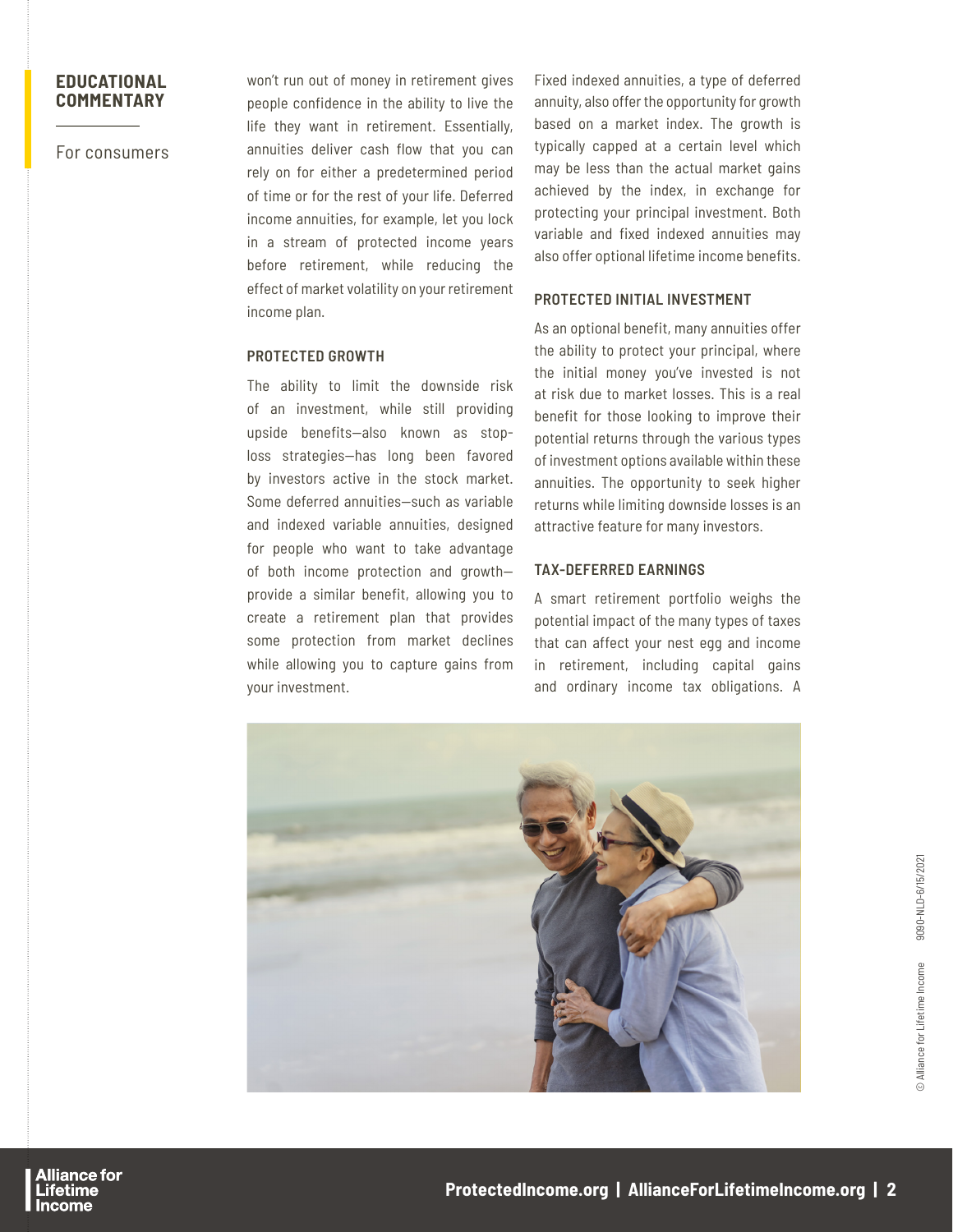**EDUCATIONAL COMMENTARY**

For consumers

won't run out of money in retirement gives people confidence in the ability to live the life they want in retirement. Essentially, annuities deliver cash flow that you can rely on for either a predetermined period of time or for the rest of your life. Deferred income annuities, for example, let you lock in a stream of protected income years before retirement, while reducing the effect of market volatility on your retirement income plan.

#### PROTECTED GROWTH

The ability to limit the downside risk of an investment, while still providing upside benefits—also known as stop-loss strategies—has long been favored by investors active in the stock market. Some deferred annuities—such as variable and indexed variable annuities, designed for people who want to take advantage of both income protection and growth—provide a similar benefit, allowing you to create a retirement plan that provides some protection from market declines while allowing you to capture gains from your investment.

Fixed indexed annuities, a type of deferred annuity, also offer the opportunity for growth based on a market index. The growth is typically capped at a certain level which may be less than the actual market gains achieved by the index, in exchange for protecting your principal investment. Both variable and fixed indexed annuities may also offer optional lifetime income benefits.

#### PROTECTED INITIAL INVESTMENT

As an optional benefit, many annuities offer the ability to protect your principal, where the initial money you've invested is not at risk due to market losses. This is a real benefit for those looking to improve their potential returns through the various types of investment options available within these annuities. The opportunity to seek higher returns while limiting downside losses is an attractive feature for many investors.

#### TAX-DEFERRED EARNINGS

A smart retirement portfolio weighs the potential impact of the many types of taxes that can affect your nest egg and income in retirement, including capital gains and ordinary income tax obligations. A

© Alliance for Lifetime Income 9090-NLD-6/15/2021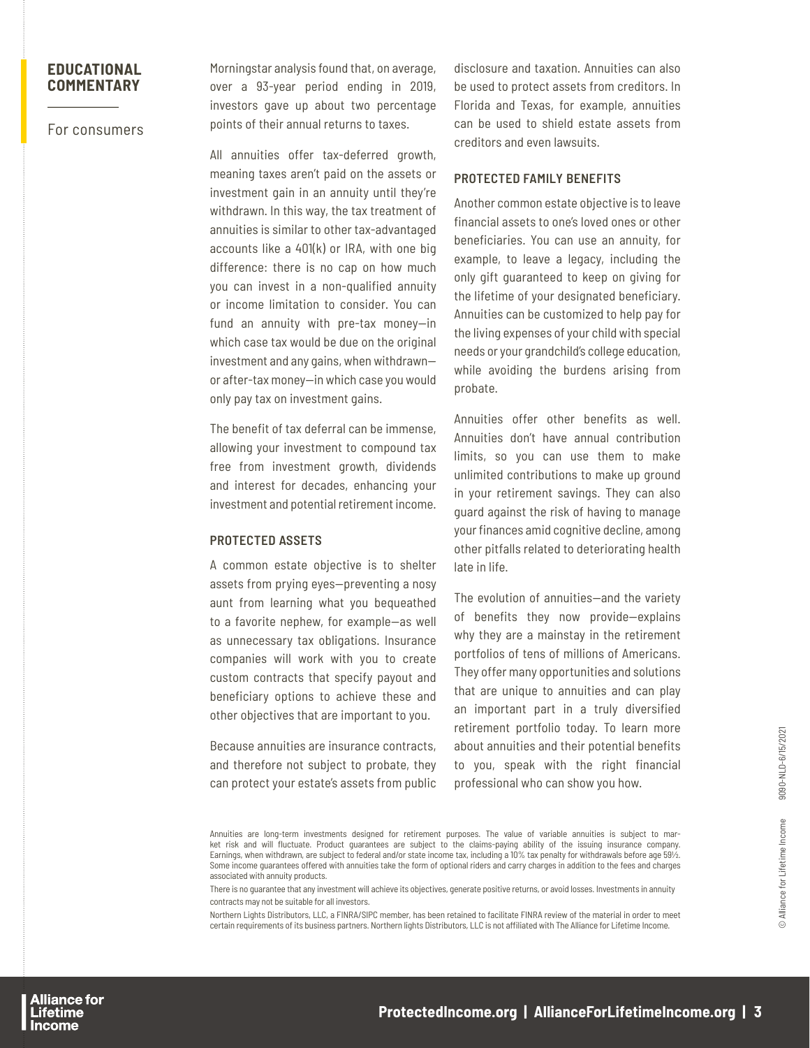**EDUCATIONAL COMMENTARY**

For consumers

Morningstar analysis found that, on average, over a 93-year period ending in 2019, investors gave up about two percentage points of their annual returns to taxes.

All annuities offer tax-deferred growth, meaning taxes aren't paid on the assets or investment gain in an annuity until they're withdrawn. In this way, the tax treatment of annuities is similar to other tax-advantaged accounts like a 401(k) or IRA, with one big difference: there is no cap on how much you can invest in a non-qualified annuity or income limitation to consider. You can fund an annuity with pre-tax money—in which case tax would be due on the original investment and any gains, when withdrawn—or after-tax money—in which case you would only pay tax on investment gains.

The benefit of tax deferral can be immense, allowing your investment to compound tax free from investment growth, dividends and interest for decades, enhancing your investment and potential retirement income.

### PROTECTED ASSETS

A common estate objective is to shelter assets from prying eyes—preventing a nosy aunt from learning what you bequeathed to a favorite nephew, for example—as well as unnecessary tax obligations. Insurance companies will work with you to create custom contracts that specify payout and beneficiary options to achieve these and other objectives that are important to you.

Because annuities are insurance contracts, and therefore not subject to probate, they can protect your estate's assets from public disclosure and taxation. Annuities can also be used to protect assets from creditors. In Florida and Texas, for example, annuities can be used to shield estate assets from creditors and even lawsuits.

### PROTECTED FAMILY BENEFITS

Another common estate objective is to leave financial assets to one's loved ones or other beneficiaries. You can use an annuity, for example, to leave a legacy, including the only gift guaranteed to keep on giving for the lifetime of your designated beneficiary. Annuities can be customized to help pay for the living expenses of your child with special needs or your grandchild's college education, while avoiding the burdens arising from probate.

Annuities offer other benefits as well. Annuities don't have annual contribution limits, so you can use them to make unlimited contributions to make up ground in your retirement savings. They can also guard against the risk of having to manage your finances amid cognitive decline, among other pitfalls related to deteriorating health late in life.

The evolution of annuities—and the variety of benefits they now provide—explains why they are a mainstay in the retirement portfolios of tens of millions of Americans. They offer many opportunities and solutions that are unique to annuities and can play an important part in a truly diversified retirement portfolio today. To learn more about annuities and their potential benefits to you, speak with the right financial professional who can show you how.

Annuities are long-term investments designed for retirement purposes. The value of variable annuities is subject to market risk and will fluctuate. Product guarantees are subject to the claims-paying ability of the issuing insurance company. Earnings, when withdrawn, are subject to federal and/or state income tax, including a 10% tax penalty for withdrawals before age 59½. Some income guarantees offered with annuities take the form of optional riders and carry charges in addition to the fees and charges associated with annuity products.

There is no guarantee that any investment will achieve its objectives, generate positive returns, or avoid losses. Investments in annuity contracts may not be suitable for all investors.

Northern Lights Distributors, LLC, a FINRA/SIPC member, has been retained to facilitate FINRA review of the material in order to meet certain requirements of its business partners. Northern lights Distributors, LLC is not affiliated with The Alliance for Lifetime Income.

© Alliance for Lifetime Income 9090-NLD-6/15/2021

Alliance for Lifetime Income

ProtectedIncome.org | AllianceForLifetimeIncome.org